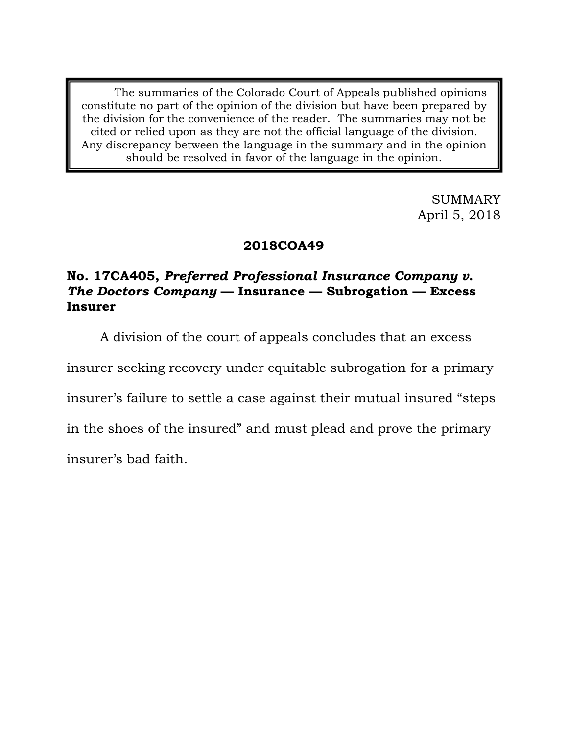> The summaries of the Colorado Court of Appeals published opinions constitute no part of the opinion of the division but have been prepared by the division for the convenience of the reader. The summaries may not be cited or relied upon as they are not the official language of the division. Any discrepancy between the language in the summary and in the opinion should be resolved in favor of the language in the opinion.

SUMMARY
April 5, 2018

**2018COA49**

**No. 17CA405, *Preferred Professional Insurance Company v. The Doctors Company* — Insurance — Subrogation — Excess Insurer**

A division of the court of appeals concludes that an excess insurer seeking recovery under equitable subrogation for a primary insurer's failure to settle a case against their mutual insured "steps in the shoes of the insured" and must plead and prove the primary insurer's bad faith.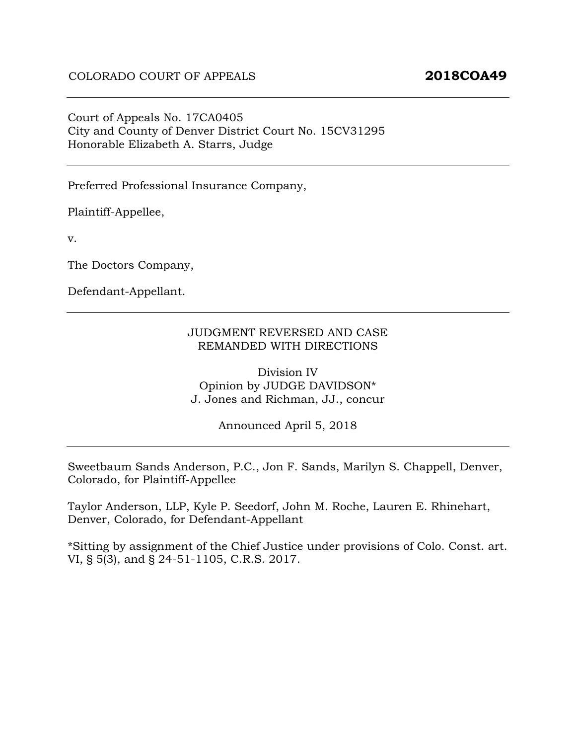COLORADO COURT OF APPEALS **2018COA49**

---

Court of Appeals No. 17CA0405
City and County of Denver District Court No. 15CV31295
Honorable Elizabeth A. Starrs, Judge

---

Preferred Professional Insurance Company,

Plaintiff-Appellee,

v.

The Doctors Company,

Defendant-Appellant.

---

JUDGMENT REVERSED AND CASE
REMANDED WITH DIRECTIONS

Division IV
Opinion by JUDGE DAVIDSON*
J. Jones and Richman, JJ., concur

Announced April 5, 2018

---

Sweetbaum Sands Anderson, P.C., Jon F. Sands, Marilyn S. Chappell, Denver, Colorado, for Plaintiff-Appellee

Taylor Anderson, LLP, Kyle P. Seedorf, John M. Roche, Lauren E. Rhinehart, Denver, Colorado, for Defendant-Appellant

*Sitting by assignment of the Chief Justice under provisions of Colo. Const. art. VI, § 5(3), and § 24-51-1105, C.R.S. 2017.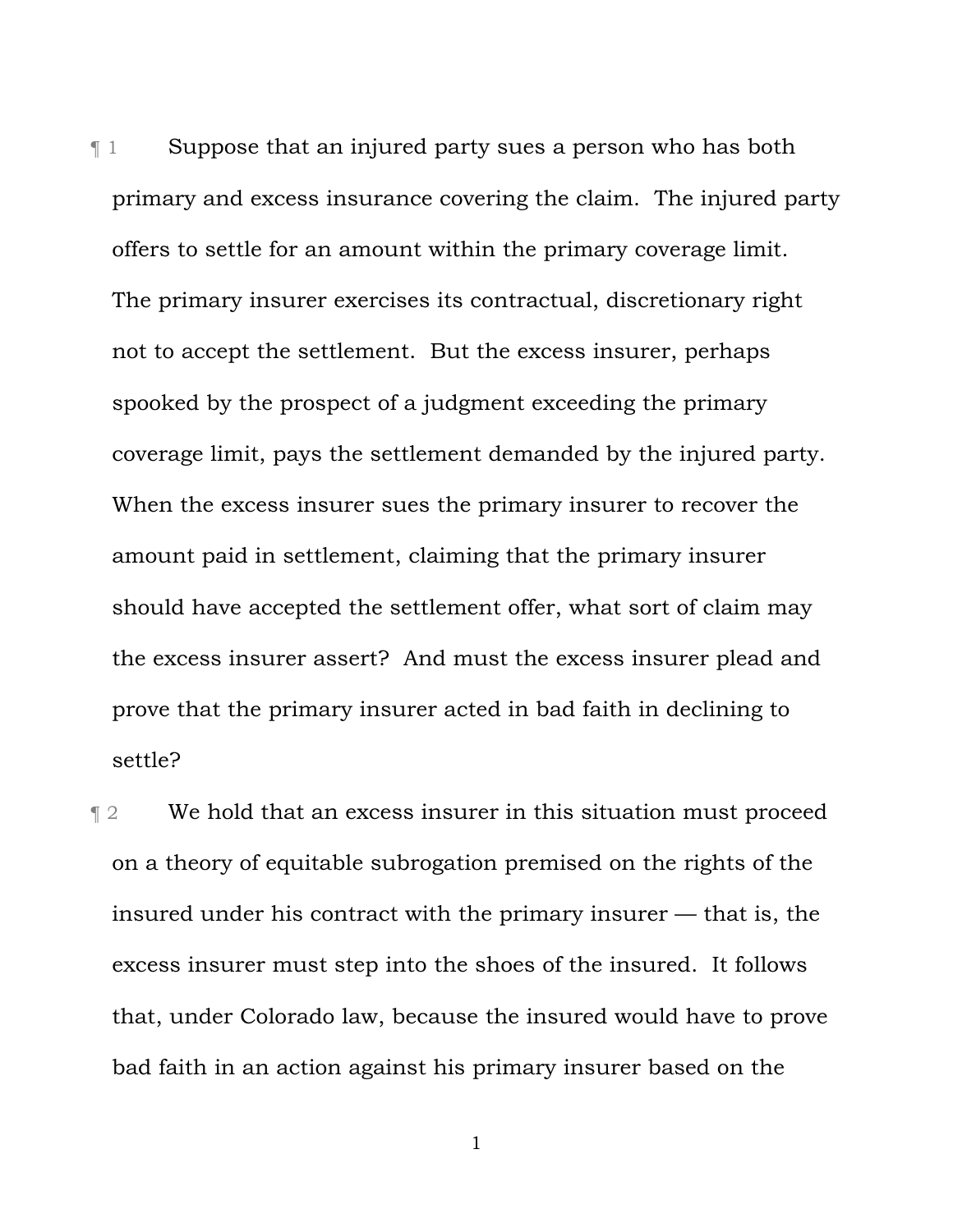¶ 1 Suppose that an injured party sues a person who has both primary and excess insurance covering the claim. The injured party offers to settle for an amount within the primary coverage limit. The primary insurer exercises its contractual, discretionary right not to accept the settlement. But the excess insurer, perhaps spooked by the prospect of a judgment exceeding the primary coverage limit, pays the settlement demanded by the injured party. When the excess insurer sues the primary insurer to recover the amount paid in settlement, claiming that the primary insurer should have accepted the settlement offer, what sort of claim may the excess insurer assert? And must the excess insurer plead and prove that the primary insurer acted in bad faith in declining to settle?

¶ 2 We hold that an excess insurer in this situation must proceed on a theory of equitable subrogation premised on the rights of the insured under his contract with the primary insurer — that is, the excess insurer must step into the shoes of the insured. It follows that, under Colorado law, because the insured would have to prove bad faith in an action against his primary insurer based on the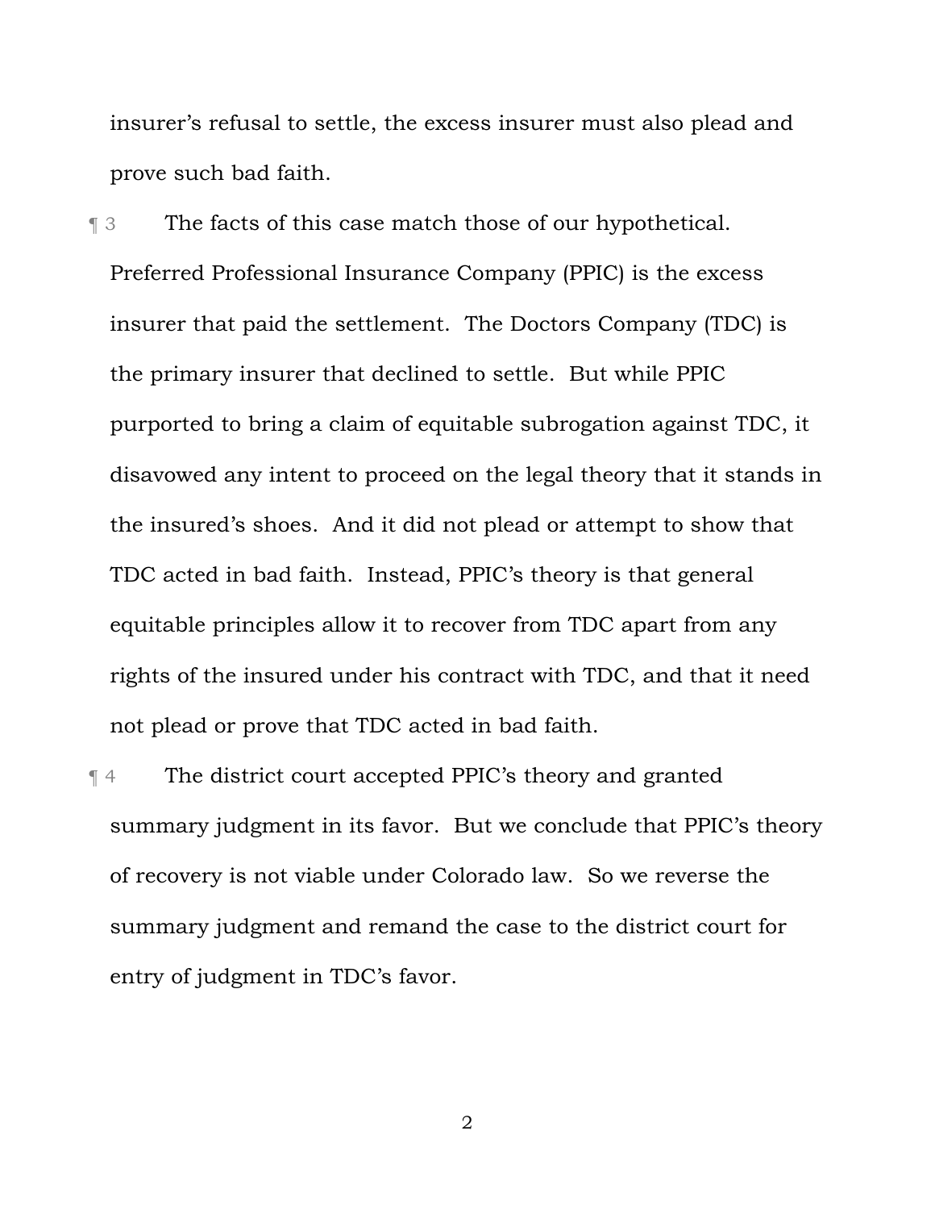insurer's refusal to settle, the excess insurer must also plead and prove such bad faith.

¶ 3 The facts of this case match those of our hypothetical. Preferred Professional Insurance Company (PPIC) is the excess insurer that paid the settlement. The Doctors Company (TDC) is the primary insurer that declined to settle. But while PPIC purported to bring a claim of equitable subrogation against TDC, it disavowed any intent to proceed on the legal theory that it stands in the insured's shoes. And it did not plead or attempt to show that TDC acted in bad faith. Instead, PPIC's theory is that general equitable principles allow it to recover from TDC apart from any rights of the insured under his contract with TDC, and that it need not plead or prove that TDC acted in bad faith.

¶ 4 The district court accepted PPIC's theory and granted summary judgment in its favor. But we conclude that PPIC's theory of recovery is not viable under Colorado law. So we reverse the summary judgment and remand the case to the district court for entry of judgment in TDC's favor.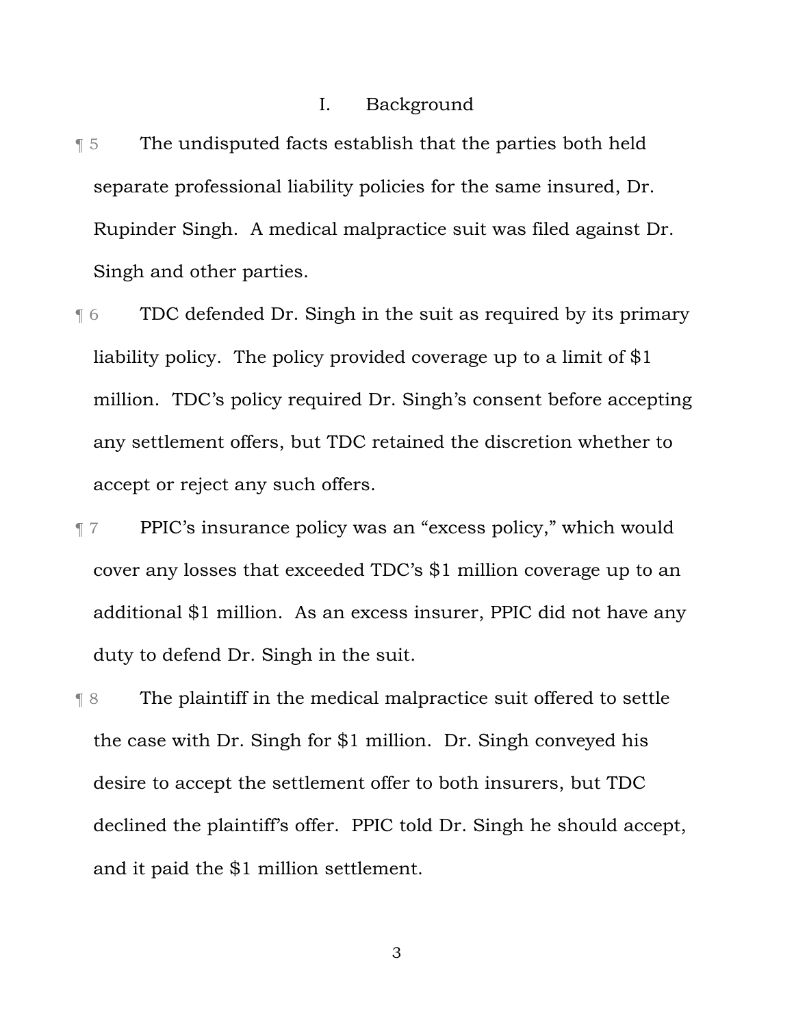## I. Background

¶ 5 The undisputed facts establish that the parties both held separate professional liability policies for the same insured, Dr. Rupinder Singh. A medical malpractice suit was filed against Dr. Singh and other parties.

¶ 6 TDC defended Dr. Singh in the suit as required by its primary liability policy. The policy provided coverage up to a limit of $1 million. TDC's policy required Dr. Singh's consent before accepting any settlement offers, but TDC retained the discretion whether to accept or reject any such offers.

¶ 7 PPIC's insurance policy was an "excess policy," which would cover any losses that exceeded TDC's $1 million coverage up to an additional $1 million. As an excess insurer, PPIC did not have any duty to defend Dr. Singh in the suit.

¶ 8 The plaintiff in the medical malpractice suit offered to settle the case with Dr. Singh for $1 million. Dr. Singh conveyed his desire to accept the settlement offer to both insurers, but TDC declined the plaintiff's offer. PPIC told Dr. Singh he should accept, and it paid the $1 million settlement.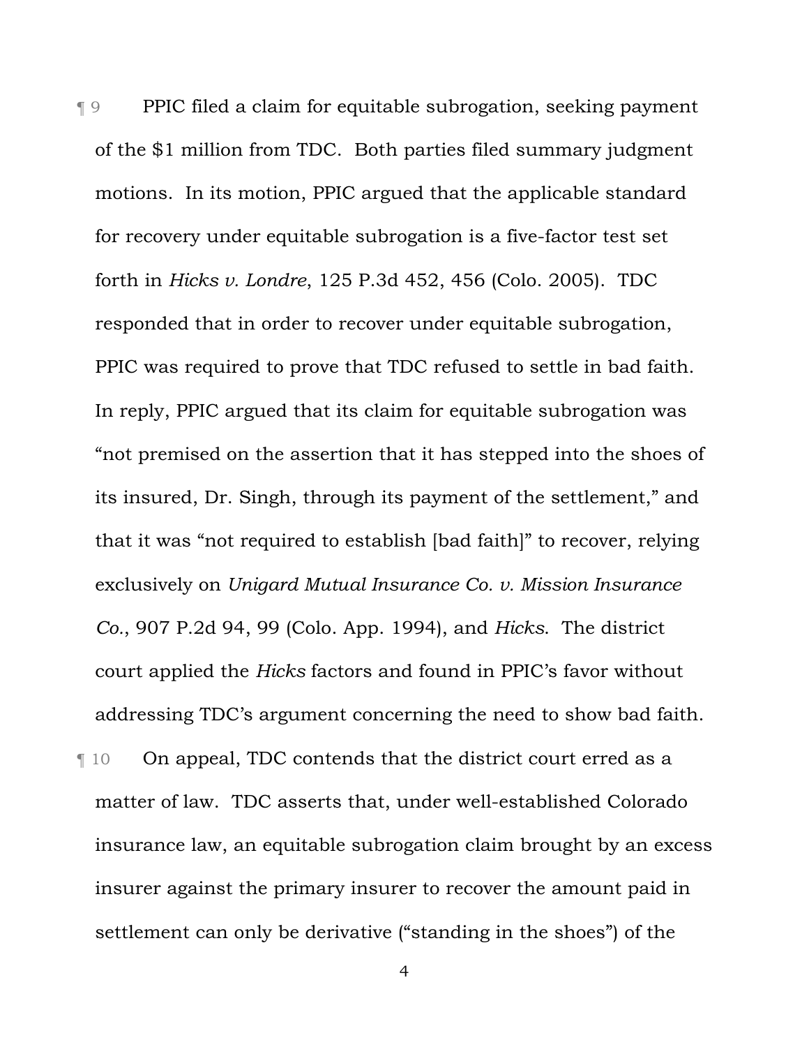¶ 9 PPIC filed a claim for equitable subrogation, seeking payment of the $1 million from TDC. Both parties filed summary judgment motions. In its motion, PPIC argued that the applicable standard for recovery under equitable subrogation is a five-factor test set forth in *Hicks v. Londre*, 125 P.3d 452, 456 (Colo. 2005). TDC responded that in order to recover under equitable subrogation, PPIC was required to prove that TDC refused to settle in bad faith. In reply, PPIC argued that its claim for equitable subrogation was "not premised on the assertion that it has stepped into the shoes of its insured, Dr. Singh, through its payment of the settlement," and that it was "not required to establish [bad faith]" to recover, relying exclusively on *Unigard Mutual Insurance Co. v. Mission Insurance Co.*, 907 P.2d 94, 99 (Colo. App. 1994), and *Hicks*. The district court applied the *Hicks* factors and found in PPIC's favor without addressing TDC's argument concerning the need to show bad faith.

¶ 10 On appeal, TDC contends that the district court erred as a matter of law. TDC asserts that, under well-established Colorado insurance law, an equitable subrogation claim brought by an excess insurer against the primary insurer to recover the amount paid in settlement can only be derivative ("standing in the shoes") of the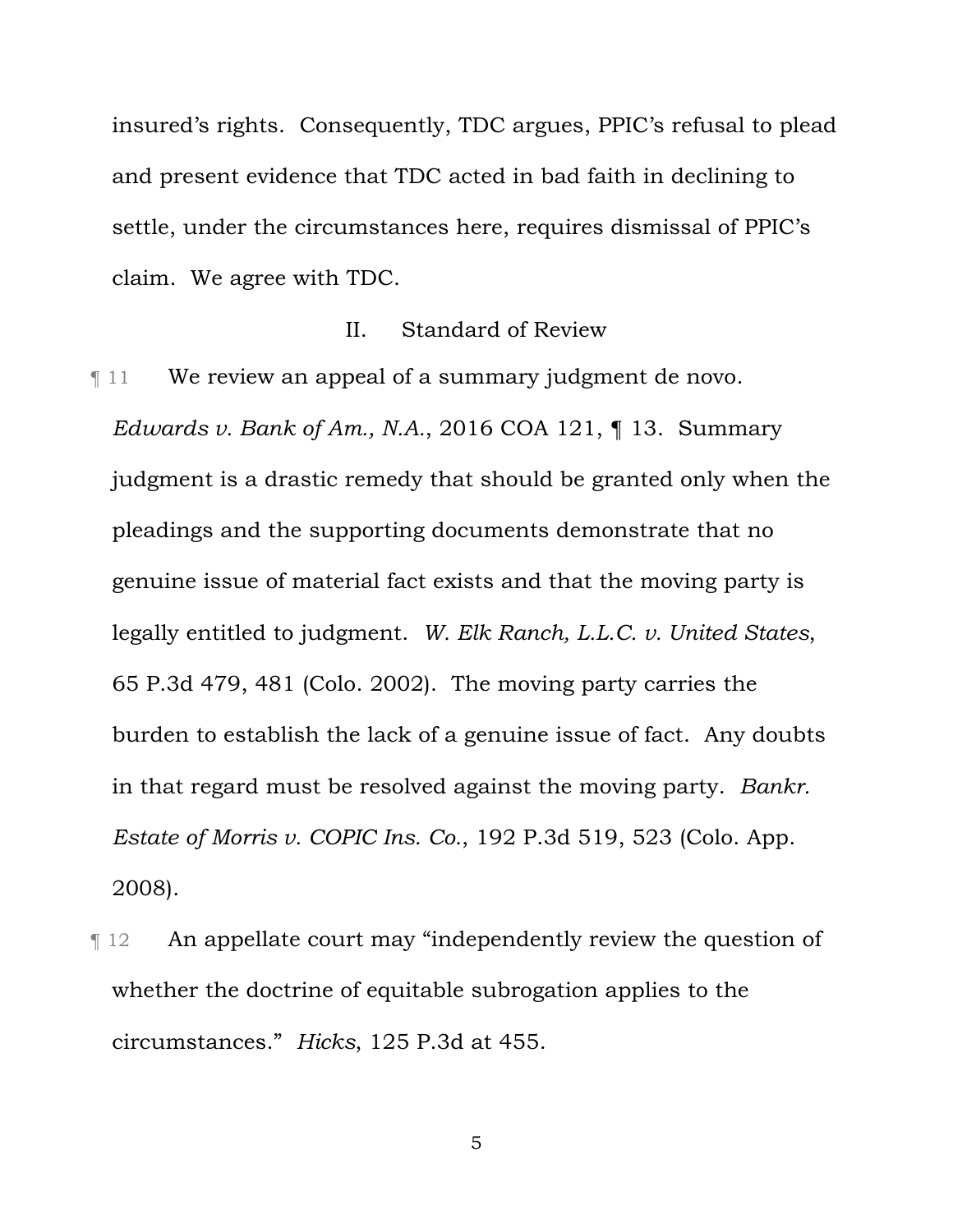insured's rights. Consequently, TDC argues, PPIC's refusal to plead and present evidence that TDC acted in bad faith in declining to settle, under the circumstances here, requires dismissal of PPIC's claim. We agree with TDC.

## II. Standard of Review

¶ 11 We review an appeal of a summary judgment de novo. *Edwards v. Bank of Am., N.A.*, 2016 COA 121, ¶ 13. Summary judgment is a drastic remedy that should be granted only when the pleadings and the supporting documents demonstrate that no genuine issue of material fact exists and that the moving party is legally entitled to judgment. *W. Elk Ranch, L.L.C. v. United States*, 65 P.3d 479, 481 (Colo. 2002). The moving party carries the burden to establish the lack of a genuine issue of fact. Any doubts in that regard must be resolved against the moving party. *Bankr. Estate of Morris v. COPIC Ins. Co.*, 192 P.3d 519, 523 (Colo. App. 2008).

¶ 12 An appellate court may "independently review the question of whether the doctrine of equitable subrogation applies to the circumstances." *Hicks*, 125 P.3d at 455.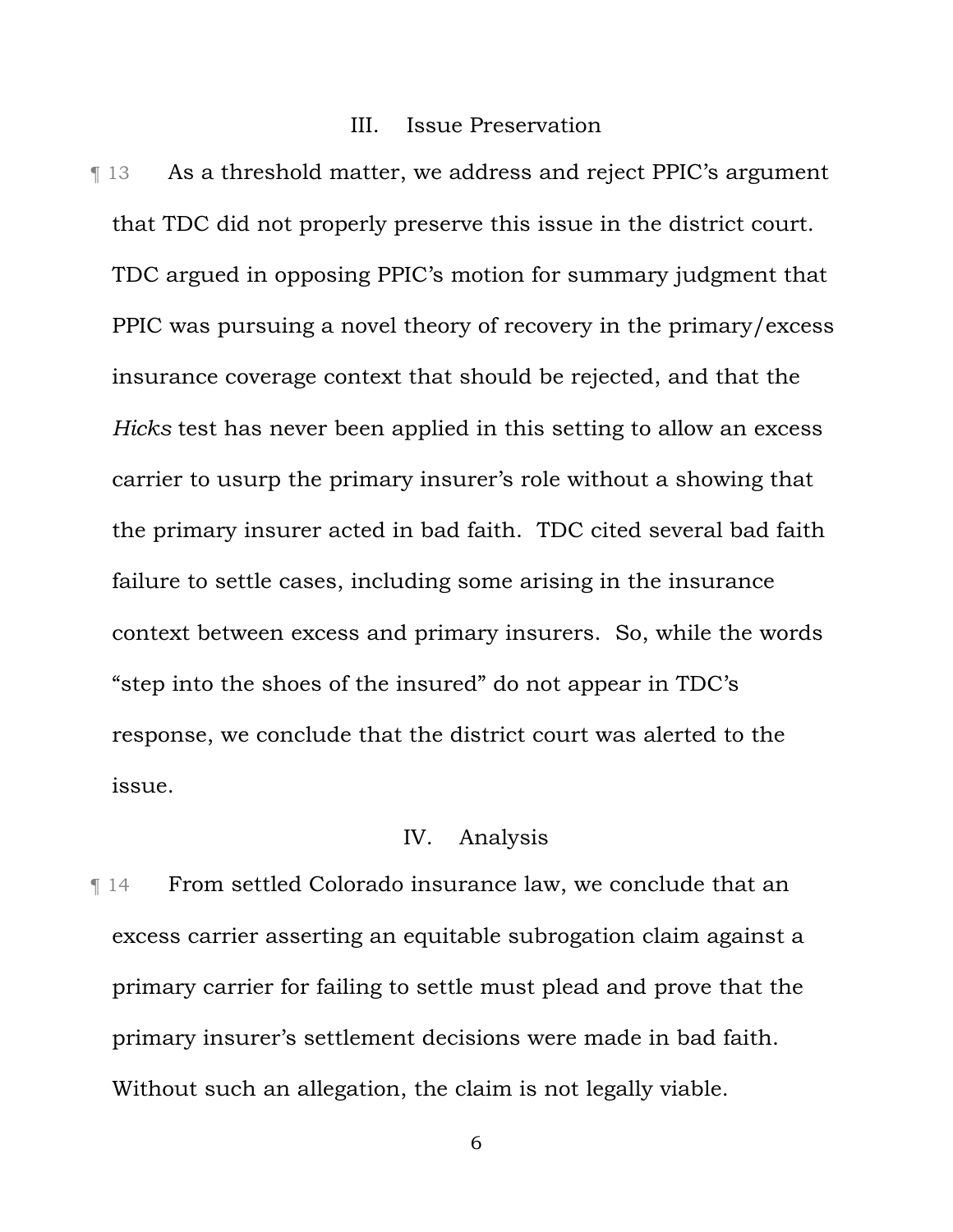## III. Issue Preservation

¶ 13 As a threshold matter, we address and reject PPIC's argument that TDC did not properly preserve this issue in the district court. TDC argued in opposing PPIC's motion for summary judgment that PPIC was pursuing a novel theory of recovery in the primary/excess insurance coverage context that should be rejected, and that the *Hicks* test has never been applied in this setting to allow an excess carrier to usurp the primary insurer's role without a showing that the primary insurer acted in bad faith. TDC cited several bad faith failure to settle cases, including some arising in the insurance context between excess and primary insurers. So, while the words "step into the shoes of the insured" do not appear in TDC's response, we conclude that the district court was alerted to the issue.

## IV. Analysis

¶ 14 From settled Colorado insurance law, we conclude that an excess carrier asserting an equitable subrogation claim against a primary carrier for failing to settle must plead and prove that the primary insurer's settlement decisions were made in bad faith. Without such an allegation, the claim is not legally viable.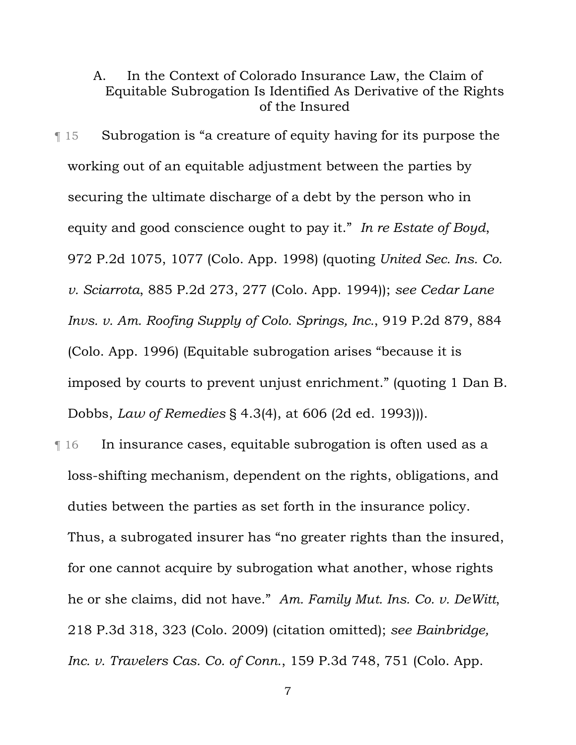### A. In the Context of Colorado Insurance Law, the Claim of Equitable Subrogation Is Identified As Derivative of the Rights of the Insured

¶ 15 Subrogation is "a creature of equity having for its purpose the working out of an equitable adjustment between the parties by securing the ultimate discharge of a debt by the person who in equity and good conscience ought to pay it." *In re Estate of Boyd*, 972 P.2d 1075, 1077 (Colo. App. 1998) (quoting *United Sec. Ins. Co. v. Sciarrota*, 885 P.2d 273, 277 (Colo. App. 1994)); *see Cedar Lane Invs. v. Am. Roofing Supply of Colo. Springs, Inc.*, 919 P.2d 879, 884 (Colo. App. 1996) (Equitable subrogation arises "because it is imposed by courts to prevent unjust enrichment." (quoting 1 Dan B. Dobbs, *Law of Remedies* § 4.3(4), at 606 (2d ed. 1993))).

¶ 16 In insurance cases, equitable subrogation is often used as a loss-shifting mechanism, dependent on the rights, obligations, and duties between the parties as set forth in the insurance policy. Thus, a subrogated insurer has "no greater rights than the insured, for one cannot acquire by subrogation what another, whose rights he or she claims, did not have." *Am. Family Mut. Ins. Co. v. DeWitt*, 218 P.3d 318, 323 (Colo. 2009) (citation omitted); *see Bainbridge, Inc. v. Travelers Cas. Co. of Conn.*, 159 P.3d 748, 751 (Colo. App.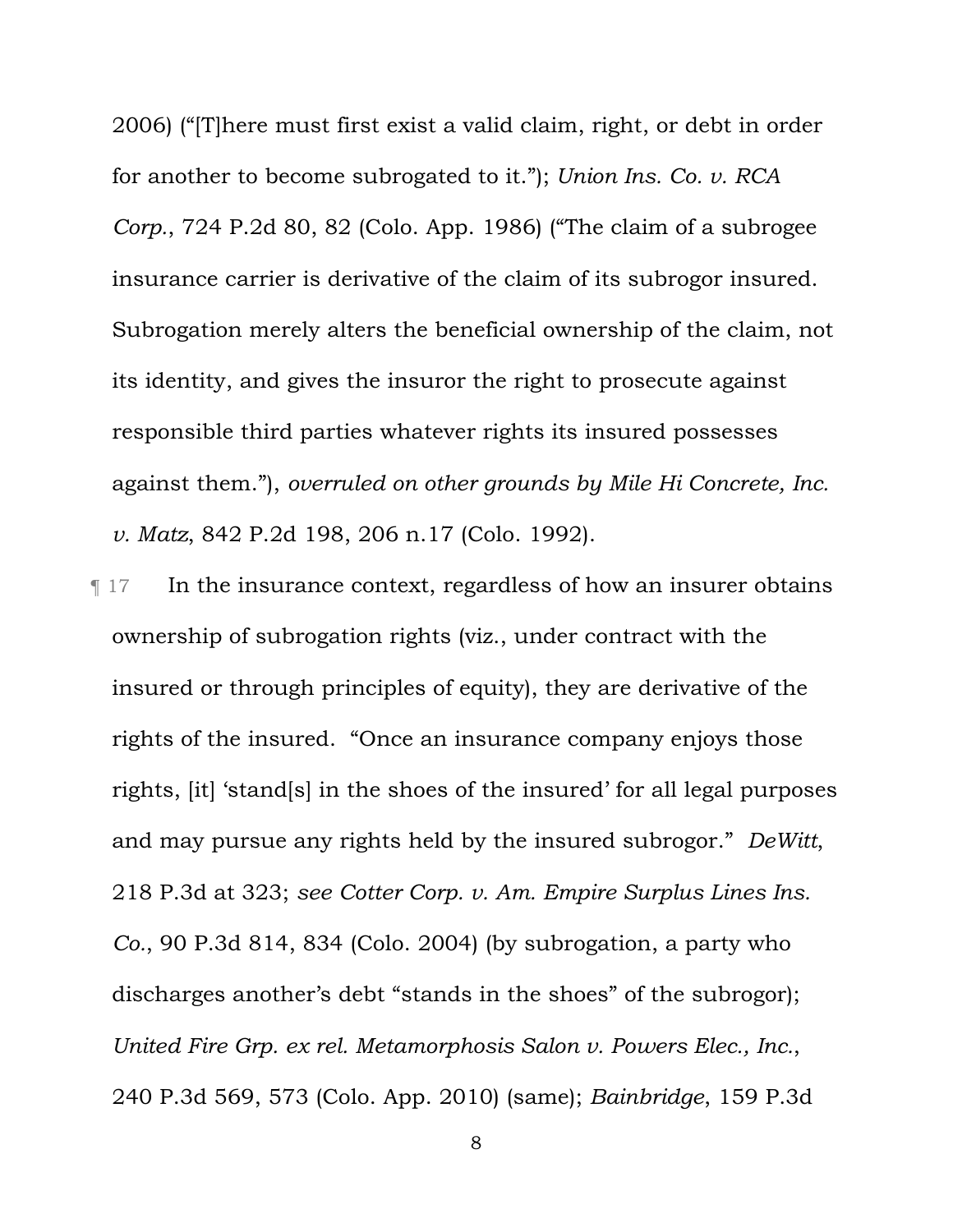2006) ("[T]here must first exist a valid claim, right, or debt in order for another to become subrogated to it."); *Union Ins. Co. v. RCA Corp.*, 724 P.2d 80, 82 (Colo. App. 1986) ("The claim of a subrogee insurance carrier is derivative of the claim of its subrogor insured. Subrogation merely alters the beneficial ownership of the claim, not its identity, and gives the insuror the right to prosecute against responsible third parties whatever rights its insured possesses against them."), *overruled on other grounds by Mile Hi Concrete, Inc. v. Matz*, 842 P.2d 198, 206 n.17 (Colo. 1992).

¶ 17 In the insurance context, regardless of how an insurer obtains ownership of subrogation rights (viz., under contract with the insured or through principles of equity), they are derivative of the rights of the insured. "Once an insurance company enjoys those rights, [it] 'stand[s] in the shoes of the insured' for all legal purposes and may pursue any rights held by the insured subrogor." *DeWitt*, 218 P.3d at 323; *see Cotter Corp. v. Am. Empire Surplus Lines Ins. Co.*, 90 P.3d 814, 834 (Colo. 2004) (by subrogation, a party who discharges another's debt "stands in the shoes" of the subrogor); *United Fire Grp. ex rel. Metamorphosis Salon v. Powers Elec., Inc.*, 240 P.3d 569, 573 (Colo. App. 2010) (same); *Bainbridge*, 159 P.3d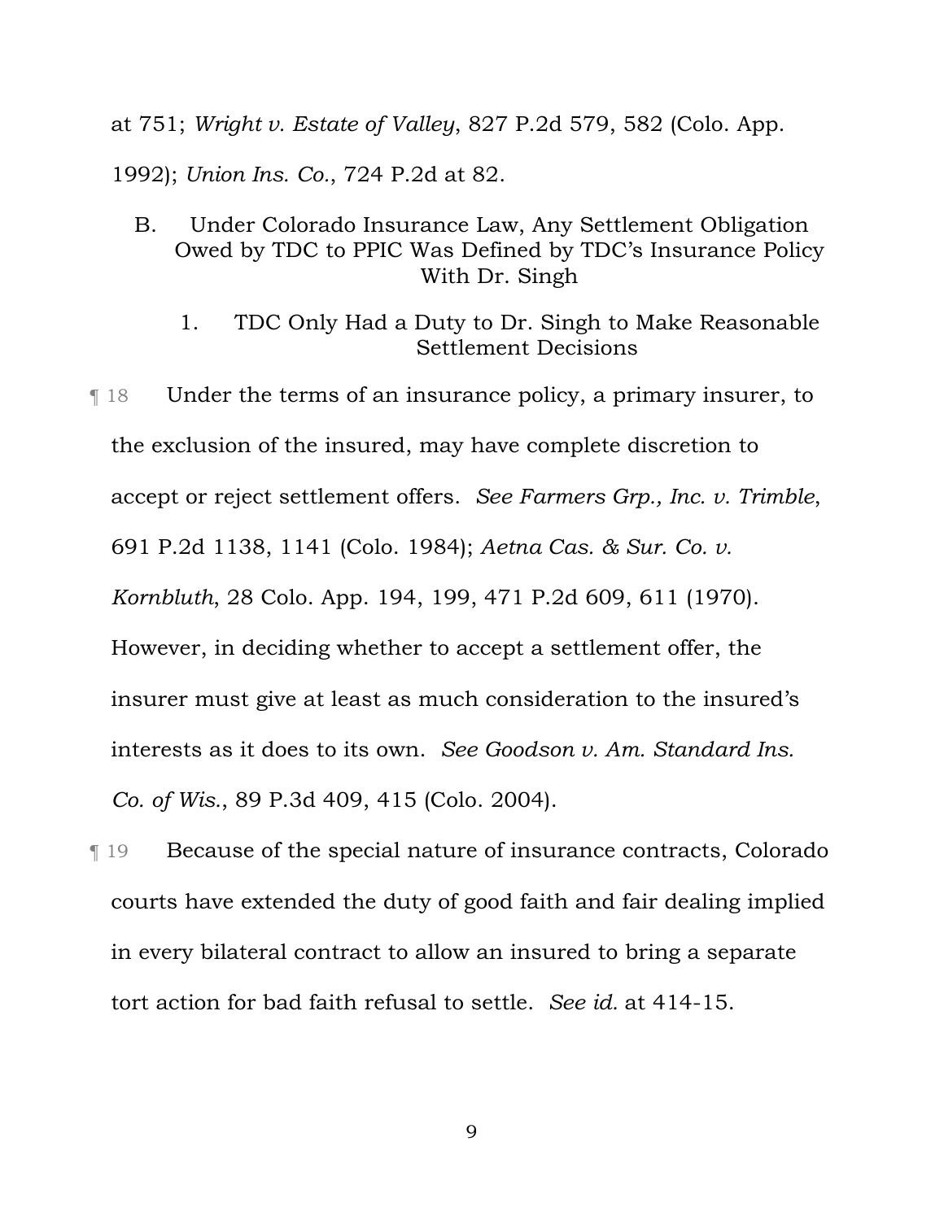at 751; *Wright v. Estate of Valley*, 827 P.2d 579, 582 (Colo. App. 1992); *Union Ins. Co.*, 724 P.2d at 82.

## B. Under Colorado Insurance Law, Any Settlement Obligation Owed by TDC to PPIC Was Defined by TDC's Insurance Policy With Dr. Singh

### 1. TDC Only Had a Duty to Dr. Singh to Make Reasonable Settlement Decisions

¶ 18 Under the terms of an insurance policy, a primary insurer, to the exclusion of the insured, may have complete discretion to accept or reject settlement offers. *See Farmers Grp., Inc. v. Trimble*, 691 P.2d 1138, 1141 (Colo. 1984); *Aetna Cas. & Sur. Co. v. Kornbluth*, 28 Colo. App. 194, 199, 471 P.2d 609, 611 (1970). However, in deciding whether to accept a settlement offer, the insurer must give at least as much consideration to the insured's interests as it does to its own. *See Goodson v. Am. Standard Ins. Co. of Wis.*, 89 P.3d 409, 415 (Colo. 2004).

¶ 19 Because of the special nature of insurance contracts, Colorado courts have extended the duty of good faith and fair dealing implied in every bilateral contract to allow an insured to bring a separate tort action for bad faith refusal to settle. *See id.* at 414-15.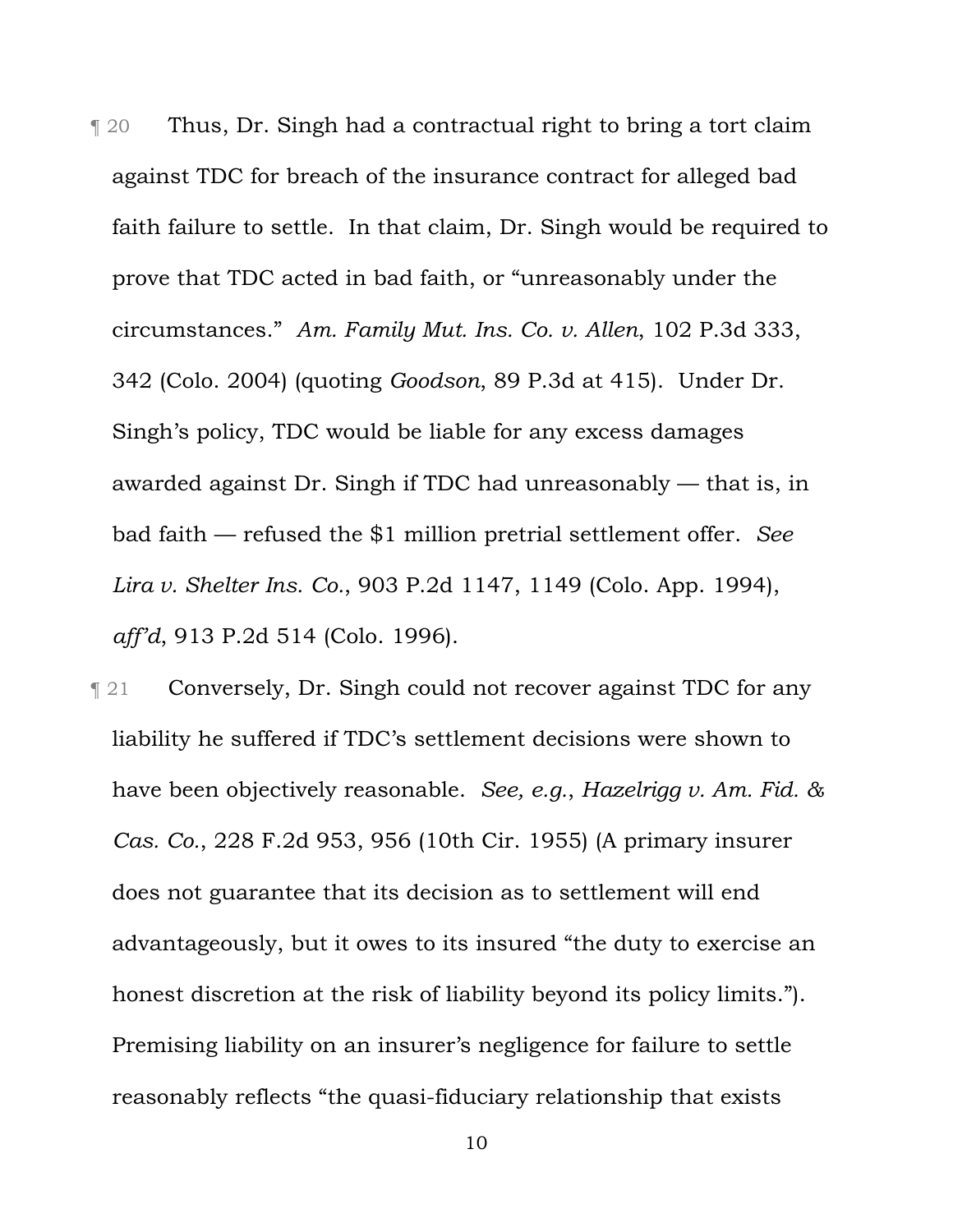¶ 20 Thus, Dr. Singh had a contractual right to bring a tort claim against TDC for breach of the insurance contract for alleged bad faith failure to settle. In that claim, Dr. Singh would be required to prove that TDC acted in bad faith, or "unreasonably under the circumstances." *Am. Family Mut. Ins. Co. v. Allen*, 102 P.3d 333, 342 (Colo. 2004) (quoting *Goodson*, 89 P.3d at 415). Under Dr. Singh's policy, TDC would be liable for any excess damages awarded against Dr. Singh if TDC had unreasonably — that is, in bad faith — refused the $1 million pretrial settlement offer. *See Lira v. Shelter Ins. Co.*, 903 P.2d 1147, 1149 (Colo. App. 1994), *aff'd*, 913 P.2d 514 (Colo. 1996).

¶ 21 Conversely, Dr. Singh could not recover against TDC for any liability he suffered if TDC's settlement decisions were shown to have been objectively reasonable. *See, e.g.*, *Hazelrigg v. Am. Fid. & Cas. Co.*, 228 F.2d 953, 956 (10th Cir. 1955) (A primary insurer does not guarantee that its decision as to settlement will end advantageously, but it owes to its insured "the duty to exercise an honest discretion at the risk of liability beyond its policy limits."). Premising liability on an insurer's negligence for failure to settle reasonably reflects "the quasi-fiduciary relationship that exists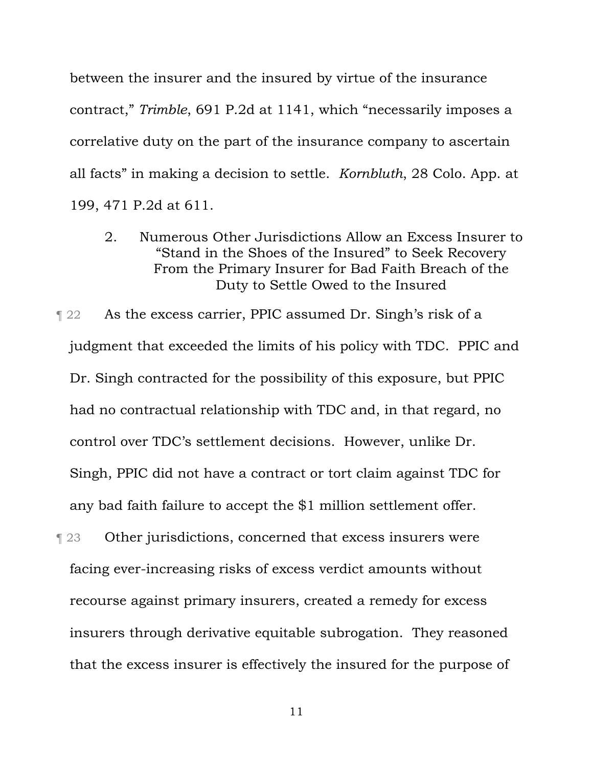between the insurer and the insured by virtue of the insurance contract," *Trimble*, 691 P.2d at 1141, which "necessarily imposes a correlative duty on the part of the insurance company to ascertain all facts" in making a decision to settle. *Kornbluth*, 28 Colo. App. at 199, 471 P.2d at 611.

### 2. Numerous Other Jurisdictions Allow an Excess Insurer to "Stand in the Shoes of the Insured" to Seek Recovery From the Primary Insurer for Bad Faith Breach of the Duty to Settle Owed to the Insured

¶ 22 As the excess carrier, PPIC assumed Dr. Singh's risk of a judgment that exceeded the limits of his policy with TDC. PPIC and Dr. Singh contracted for the possibility of this exposure, but PPIC had no contractual relationship with TDC and, in that regard, no control over TDC's settlement decisions. However, unlike Dr. Singh, PPIC did not have a contract or tort claim against TDC for any bad faith failure to accept the $1 million settlement offer.

¶ 23 Other jurisdictions, concerned that excess insurers were facing ever-increasing risks of excess verdict amounts without recourse against primary insurers, created a remedy for excess insurers through derivative equitable subrogation. They reasoned that the excess insurer is effectively the insured for the purpose of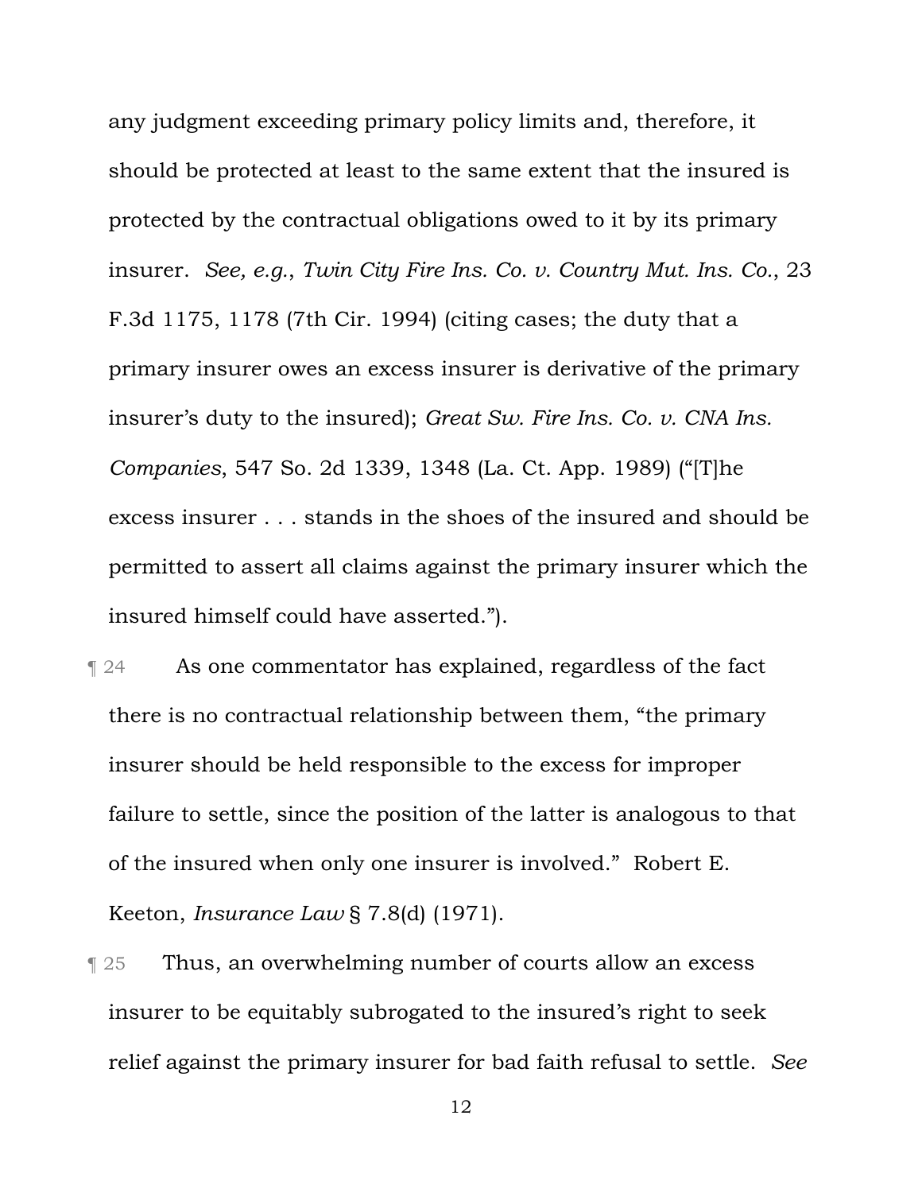any judgment exceeding primary policy limits and, therefore, it should be protected at least to the same extent that the insured is protected by the contractual obligations owed to it by its primary insurer. *See, e.g.*, *Twin City Fire Ins. Co. v. Country Mut. Ins. Co.*, 23 F.3d 1175, 1178 (7th Cir. 1994) (citing cases; the duty that a primary insurer owes an excess insurer is derivative of the primary insurer's duty to the insured); *Great Sw. Fire Ins. Co. v. CNA Ins. Companies*, 547 So. 2d 1339, 1348 (La. Ct. App. 1989) ("[T]he excess insurer . . . stands in the shoes of the insured and should be permitted to assert all claims against the primary insurer which the insured himself could have asserted.").

¶ 24 As one commentator has explained, regardless of the fact there is no contractual relationship between them, "the primary insurer should be held responsible to the excess for improper failure to settle, since the position of the latter is analogous to that of the insured when only one insurer is involved." Robert E. Keeton, *Insurance Law* § 7.8(d) (1971).

¶ 25 Thus, an overwhelming number of courts allow an excess insurer to be equitably subrogated to the insured's right to seek relief against the primary insurer for bad faith refusal to settle. *See*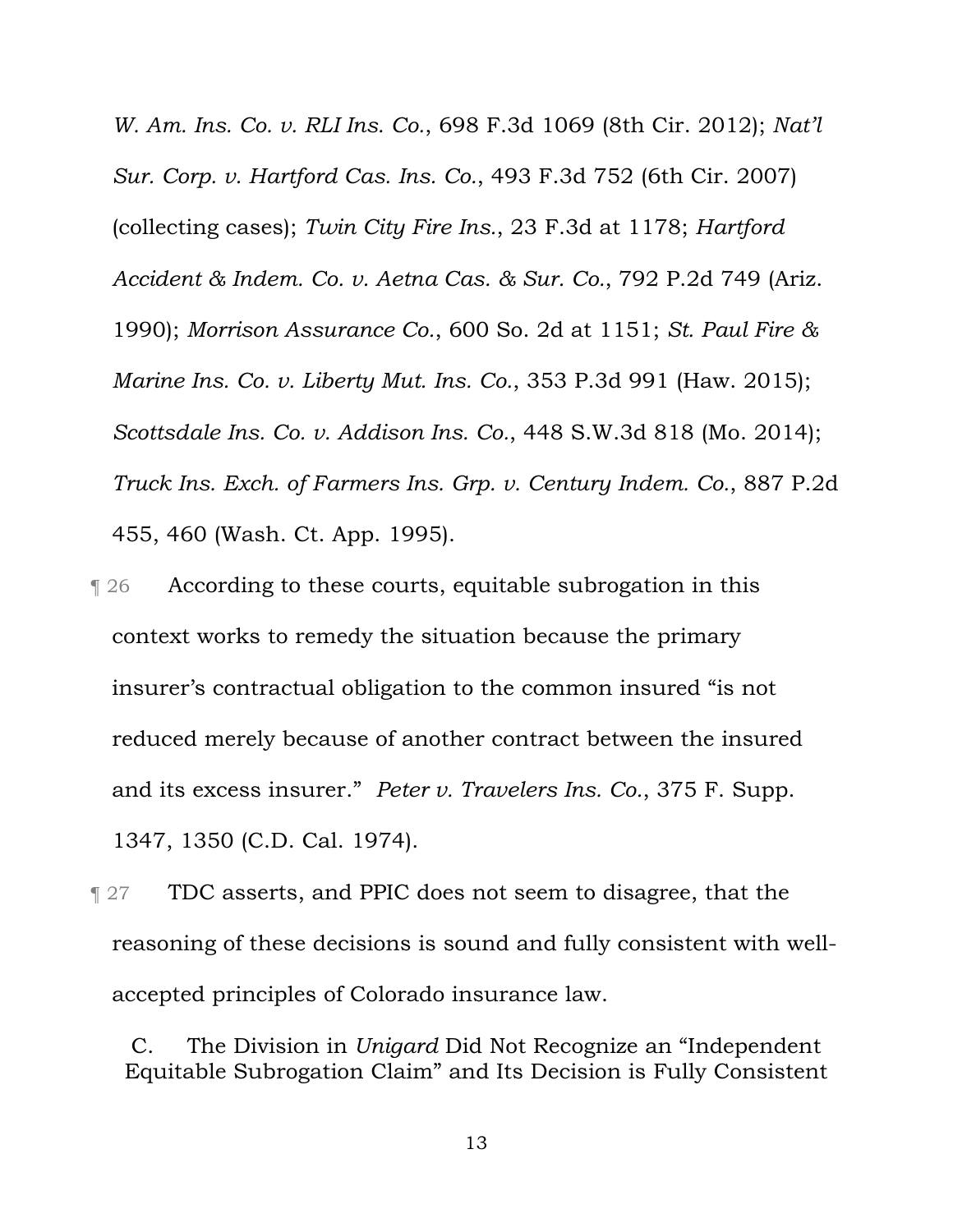*W. Am. Ins. Co. v. RLI Ins. Co.*, 698 F.3d 1069 (8th Cir. 2012); *Nat'l Sur. Corp. v. Hartford Cas. Ins. Co.*, 493 F.3d 752 (6th Cir. 2007) (collecting cases); *Twin City Fire Ins.*, 23 F.3d at 1178; *Hartford Accident & Indem. Co. v. Aetna Cas. & Sur. Co.*, 792 P.2d 749 (Ariz. 1990); *Morrison Assurance Co.*, 600 So. 2d at 1151; *St. Paul Fire & Marine Ins. Co. v. Liberty Mut. Ins. Co.*, 353 P.3d 991 (Haw. 2015); *Scottsdale Ins. Co. v. Addison Ins. Co.*, 448 S.W.3d 818 (Mo. 2014); *Truck Ins. Exch. of Farmers Ins. Grp. v. Century Indem. Co.*, 887 P.2d 455, 460 (Wash. Ct. App. 1995).

¶ 26 According to these courts, equitable subrogation in this context works to remedy the situation because the primary insurer's contractual obligation to the common insured "is not reduced merely because of another contract between the insured and its excess insurer." *Peter v. Travelers Ins. Co.*, 375 F. Supp. 1347, 1350 (C.D. Cal. 1974).

¶ 27 TDC asserts, and PPIC does not seem to disagree, that the reasoning of these decisions is sound and fully consistent with well-accepted principles of Colorado insurance law.

### C. The Division in *Unigard* Did Not Recognize an "Independent Equitable Subrogation Claim" and Its Decision is Fully Consistent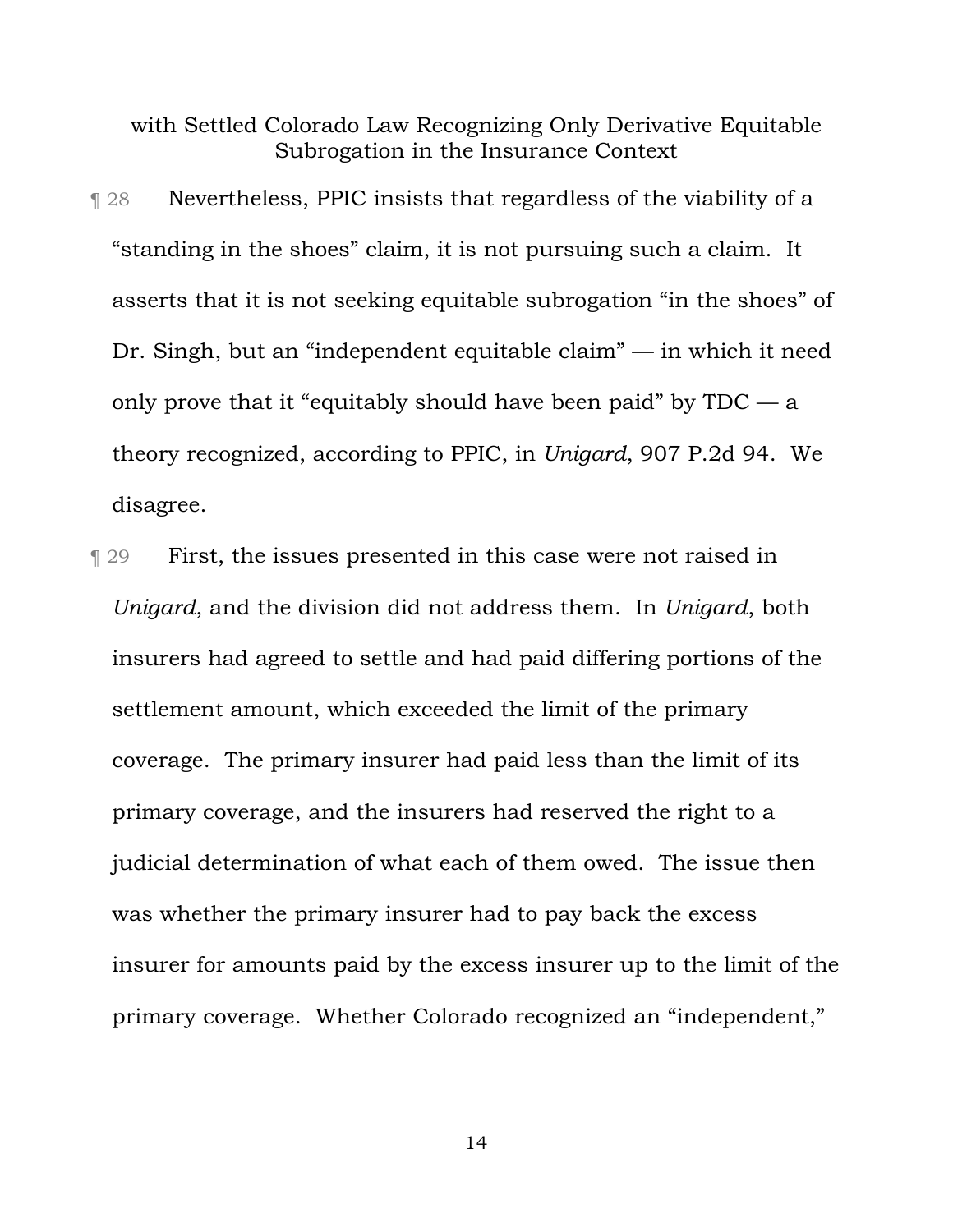with Settled Colorado Law Recognizing Only Derivative Equitable Subrogation in the Insurance Context

¶ 28 Nevertheless, PPIC insists that regardless of the viability of a "standing in the shoes" claim, it is not pursuing such a claim. It asserts that it is not seeking equitable subrogation "in the shoes" of Dr. Singh, but an "independent equitable claim" — in which it need only prove that it "equitably should have been paid" by TDC — a theory recognized, according to PPIC, in *Unigard*, 907 P.2d 94. We disagree.

¶ 29 First, the issues presented in this case were not raised in *Unigard*, and the division did not address them. In *Unigard*, both insurers had agreed to settle and had paid differing portions of the settlement amount, which exceeded the limit of the primary coverage. The primary insurer had paid less than the limit of its primary coverage, and the insurers had reserved the right to a judicial determination of what each of them owed. The issue then was whether the primary insurer had to pay back the excess insurer for amounts paid by the excess insurer up to the limit of the primary coverage. Whether Colorado recognized an "independent,"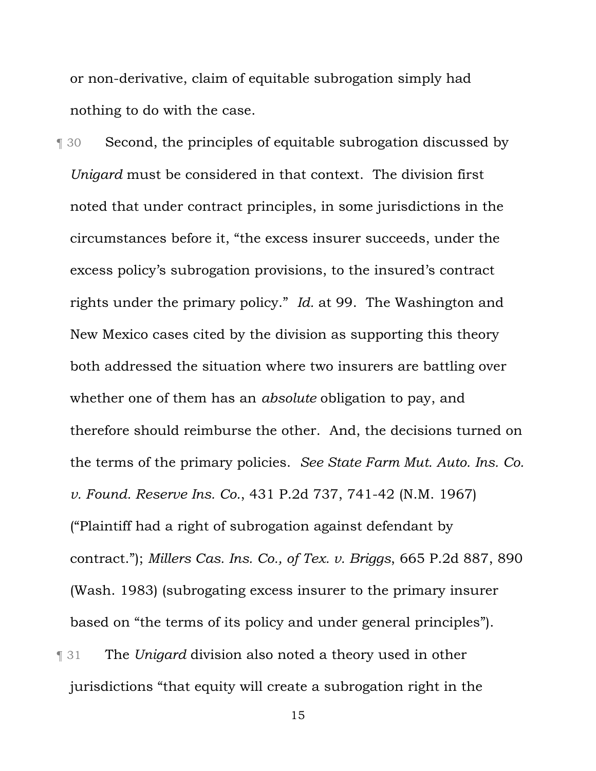or non-derivative, claim of equitable subrogation simply had nothing to do with the case.

¶ 30 Second, the principles of equitable subrogation discussed by *Unigard* must be considered in that context. The division first noted that under contract principles, in some jurisdictions in the circumstances before it, "the excess insurer succeeds, under the excess policy's subrogation provisions, to the insured's contract rights under the primary policy." *Id.* at 99. The Washington and New Mexico cases cited by the division as supporting this theory both addressed the situation where two insurers are battling over whether one of them has an *absolute* obligation to pay, and therefore should reimburse the other. And, the decisions turned on the terms of the primary policies. *See State Farm Mut. Auto. Ins. Co. v. Found. Reserve Ins. Co.*, 431 P.2d 737, 741-42 (N.M. 1967) ("Plaintiff had a right of subrogation against defendant by contract."); *Millers Cas. Ins. Co., of Tex. v. Briggs*, 665 P.2d 887, 890 (Wash. 1983) (subrogating excess insurer to the primary insurer based on "the terms of its policy and under general principles").

¶ 31 The *Unigard* division also noted a theory used in other jurisdictions "that equity will create a subrogation right in the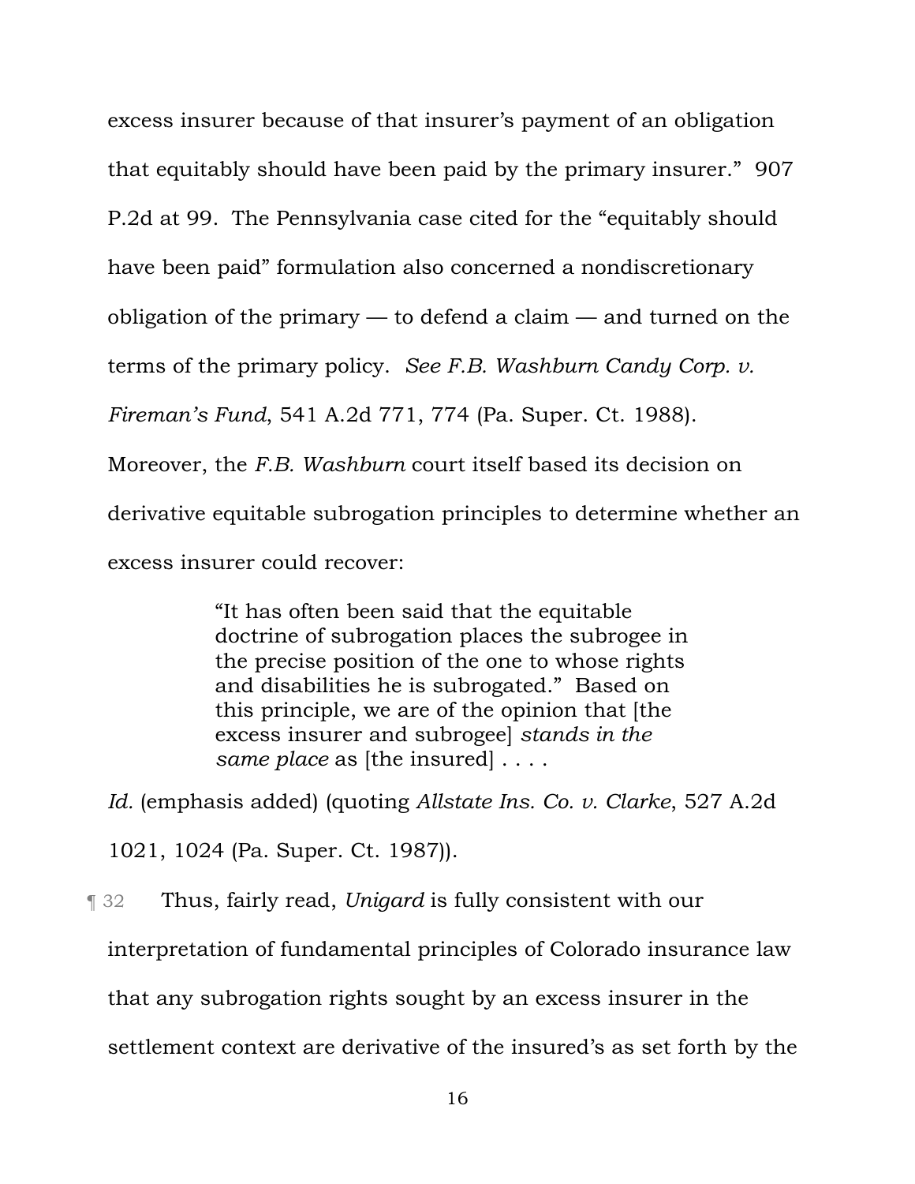excess insurer because of that insurer's payment of an obligation that equitably should have been paid by the primary insurer." 907 P.2d at 99. The Pennsylvania case cited for the "equitably should have been paid" formulation also concerned a nondiscretionary obligation of the primary — to defend a claim — and turned on the terms of the primary policy. *See F.B. Washburn Candy Corp. v. Fireman's Fund*, 541 A.2d 771, 774 (Pa. Super. Ct. 1988). Moreover, the *F.B. Washburn* court itself based its decision on derivative equitable subrogation principles to determine whether an excess insurer could recover:

> "It has often been said that the equitable doctrine of subrogation places the subrogee in the precise position of the one to whose rights and disabilities he is subrogated." Based on this principle, we are of the opinion that [the excess insurer and subrogee] *stands in the same place* as [the insured] . . . .

*Id.* (emphasis added) (quoting *Allstate Ins. Co. v. Clarke*, 527 A.2d 1021, 1024 (Pa. Super. Ct. 1987)).

¶ 32 Thus, fairly read, *Unigard* is fully consistent with our interpretation of fundamental principles of Colorado insurance law that any subrogation rights sought by an excess insurer in the settlement context are derivative of the insured's as set forth by the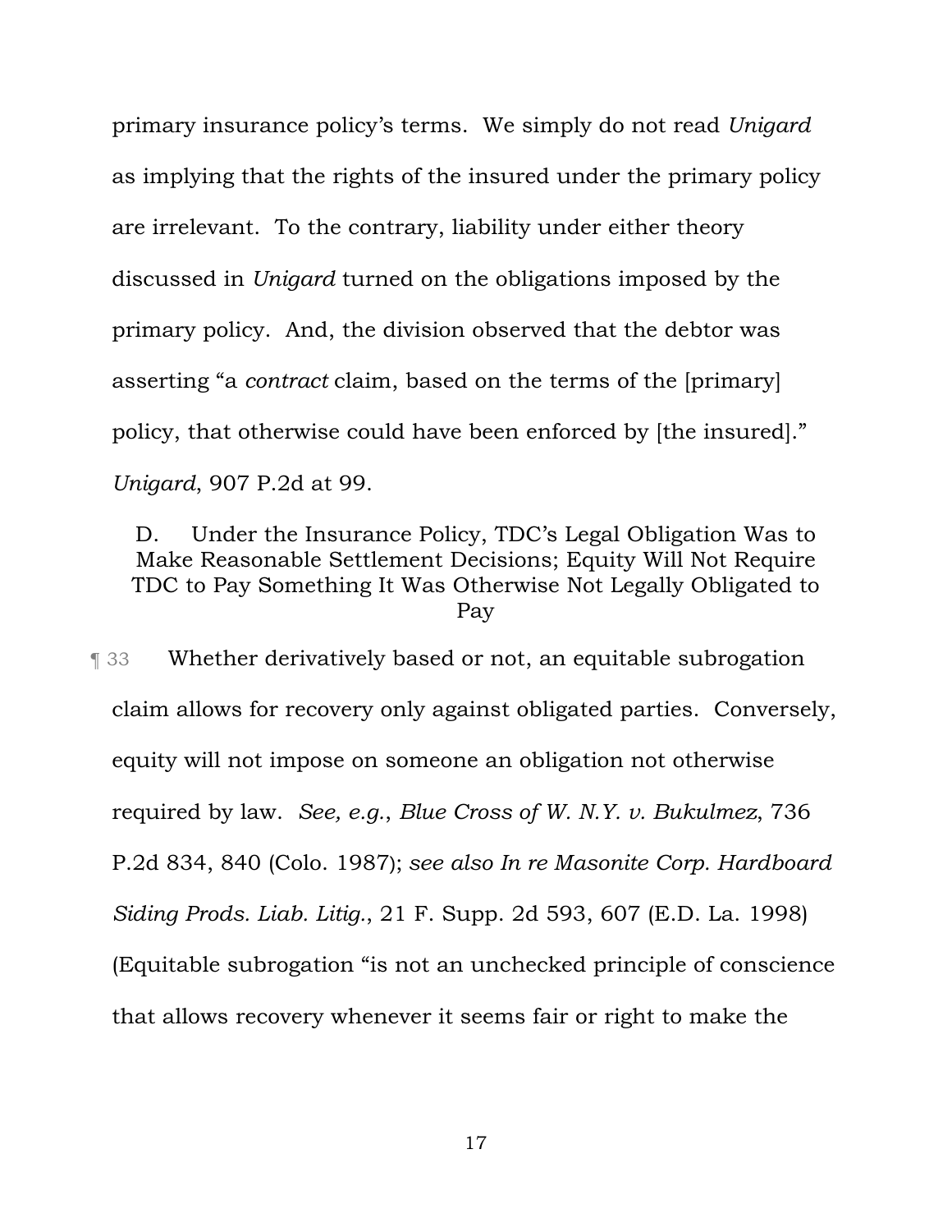primary insurance policy's terms. We simply do not read *Unigard* as implying that the rights of the insured under the primary policy are irrelevant. To the contrary, liability under either theory discussed in *Unigard* turned on the obligations imposed by the primary policy. And, the division observed that the debtor was asserting "a *contract* claim, based on the terms of the [primary] policy, that otherwise could have been enforced by [the insured]." *Unigard*, 907 P.2d at 99.

### D. Under the Insurance Policy, TDC's Legal Obligation Was to Make Reasonable Settlement Decisions; Equity Will Not Require TDC to Pay Something It Was Otherwise Not Legally Obligated to Pay

¶ 33 Whether derivatively based or not, an equitable subrogation claim allows for recovery only against obligated parties. Conversely, equity will not impose on someone an obligation not otherwise required by law. *See, e.g.*, *Blue Cross of W. N.Y. v. Bukulmez*, 736 P.2d 834, 840 (Colo. 1987); *see also In re Masonite Corp. Hardboard Siding Prods. Liab. Litig.*, 21 F. Supp. 2d 593, 607 (E.D. La. 1998) (Equitable subrogation "is not an unchecked principle of conscience that allows recovery whenever it seems fair or right to make the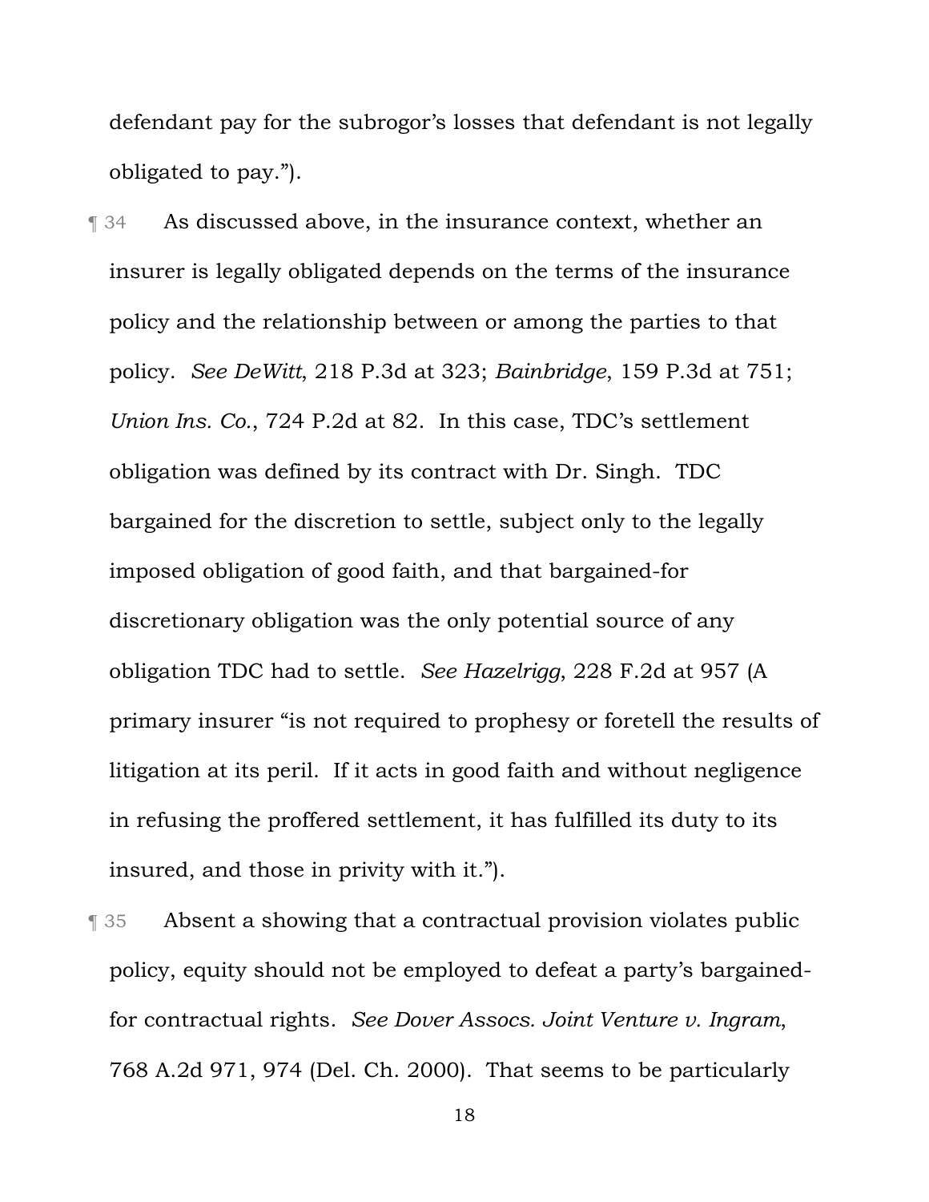defendant pay for the subrogor's losses that defendant is not legally obligated to pay.").

¶ 34 As discussed above, in the insurance context, whether an insurer is legally obligated depends on the terms of the insurance policy and the relationship between or among the parties to that policy. *See DeWitt*, 218 P.3d at 323; *Bainbridge*, 159 P.3d at 751; *Union Ins. Co.*, 724 P.2d at 82. In this case, TDC's settlement obligation was defined by its contract with Dr. Singh. TDC bargained for the discretion to settle, subject only to the legally imposed obligation of good faith, and that bargained-for discretionary obligation was the only potential source of any obligation TDC had to settle. *See Hazelrigg*, 228 F.2d at 957 (A primary insurer "is not required to prophesy or foretell the results of litigation at its peril. If it acts in good faith and without negligence in refusing the proffered settlement, it has fulfilled its duty to its insured, and those in privity with it.").

¶ 35 Absent a showing that a contractual provision violates public policy, equity should not be employed to defeat a party's bargained-for contractual rights. *See Dover Assocs. Joint Venture v. Ingram*, 768 A.2d 971, 974 (Del. Ch. 2000). That seems to be particularly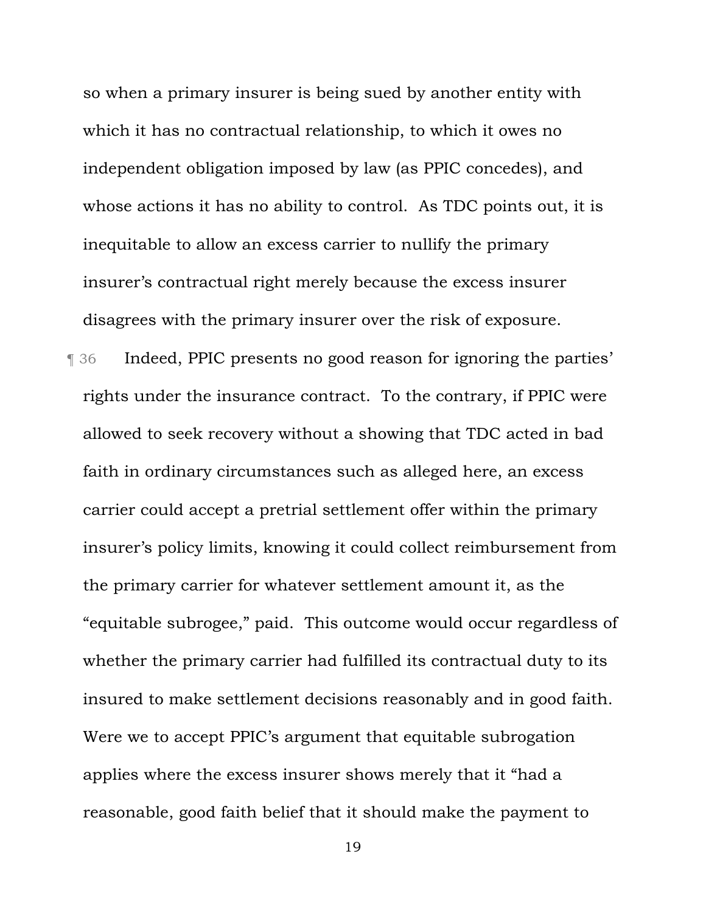so when a primary insurer is being sued by another entity with which it has no contractual relationship, to which it owes no independent obligation imposed by law (as PPIC concedes), and whose actions it has no ability to control. As TDC points out, it is inequitable to allow an excess carrier to nullify the primary insurer's contractual right merely because the excess insurer disagrees with the primary insurer over the risk of exposure.

¶ 36 Indeed, PPIC presents no good reason for ignoring the parties' rights under the insurance contract. To the contrary, if PPIC were allowed to seek recovery without a showing that TDC acted in bad faith in ordinary circumstances such as alleged here, an excess carrier could accept a pretrial settlement offer within the primary insurer's policy limits, knowing it could collect reimbursement from the primary carrier for whatever settlement amount it, as the "equitable subrogee," paid. This outcome would occur regardless of whether the primary carrier had fulfilled its contractual duty to its insured to make settlement decisions reasonably and in good faith. Were we to accept PPIC's argument that equitable subrogation applies where the excess insurer shows merely that it "had a reasonable, good faith belief that it should make the payment to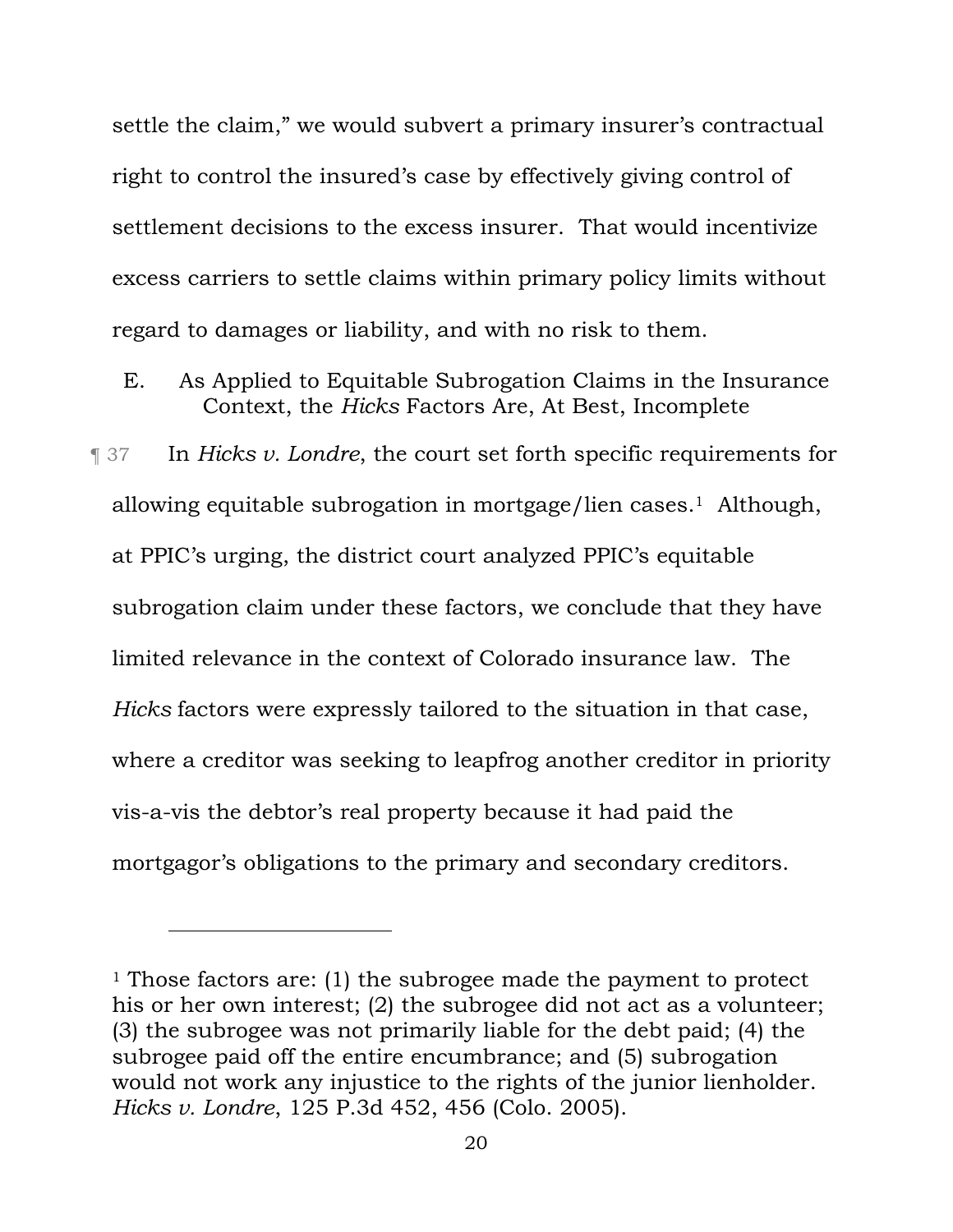settle the claim," we would subvert a primary insurer's contractual right to control the insured's case by effectively giving control of settlement decisions to the excess insurer. That would incentivize excess carriers to settle claims within primary policy limits without regard to damages or liability, and with no risk to them.

### E. As Applied to Equitable Subrogation Claims in the Insurance Context, the *Hicks* Factors Are, At Best, Incomplete

¶ 37 In *Hicks v. Londre*, the court set forth specific requirements for allowing equitable subrogation in mortgage/lien cases.[1] Although, at PPIC's urging, the district court analyzed PPIC's equitable subrogation claim under these factors, we conclude that they have limited relevance in the context of Colorado insurance law. The *Hicks* factors were expressly tailored to the situation in that case, where a creditor was seeking to leapfrog another creditor in priority vis-a-vis the debtor's real property because it had paid the mortgagor's obligations to the primary and secondary creditors.

---

[1] Those factors are: (1) the subrogee made the payment to protect his or her own interest; (2) the subrogee did not act as a volunteer; (3) the subrogee was not primarily liable for the debt paid; (4) the subrogee paid off the entire encumbrance; and (5) subrogation would not work any injustice to the rights of the junior lienholder. *Hicks v. Londre*, 125 P.3d 452, 456 (Colo. 2005).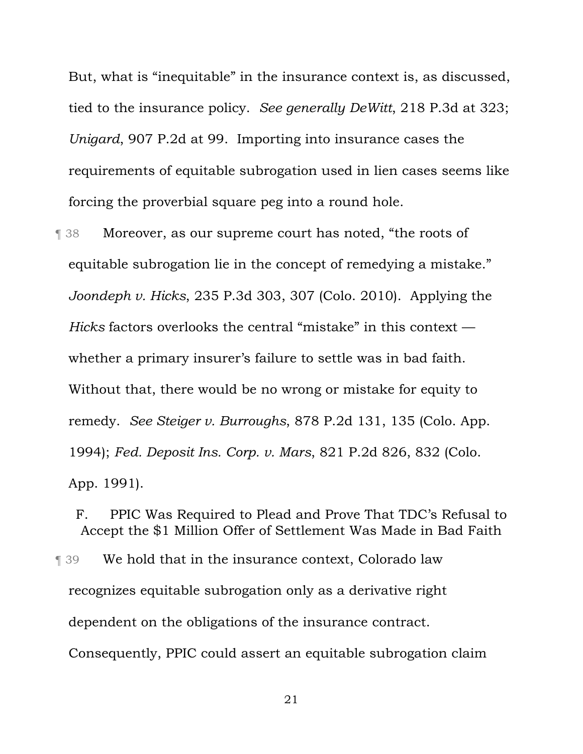But, what is "inequitable" in the insurance context is, as discussed, tied to the insurance policy. *See generally DeWitt*, 218 P.3d at 323; *Unigard*, 907 P.2d at 99. Importing into insurance cases the requirements of equitable subrogation used in lien cases seems like forcing the proverbial square peg into a round hole.

¶ 38 Moreover, as our supreme court has noted, "the roots of equitable subrogation lie in the concept of remedying a mistake." *Joondeph v. Hicks*, 235 P.3d 303, 307 (Colo. 2010). Applying the *Hicks* factors overlooks the central "mistake" in this context — whether a primary insurer's failure to settle was in bad faith. Without that, there would be no wrong or mistake for equity to remedy. *See Steiger v. Burroughs*, 878 P.2d 131, 135 (Colo. App. 1994); *Fed. Deposit Ins. Corp. v. Mars*, 821 P.2d 826, 832 (Colo. App. 1991).

### F. PPIC Was Required to Plead and Prove That TDC's Refusal to Accept the $1 Million Offer of Settlement Was Made in Bad Faith

¶ 39 We hold that in the insurance context, Colorado law recognizes equitable subrogation only as a derivative right dependent on the obligations of the insurance contract. Consequently, PPIC could assert an equitable subrogation claim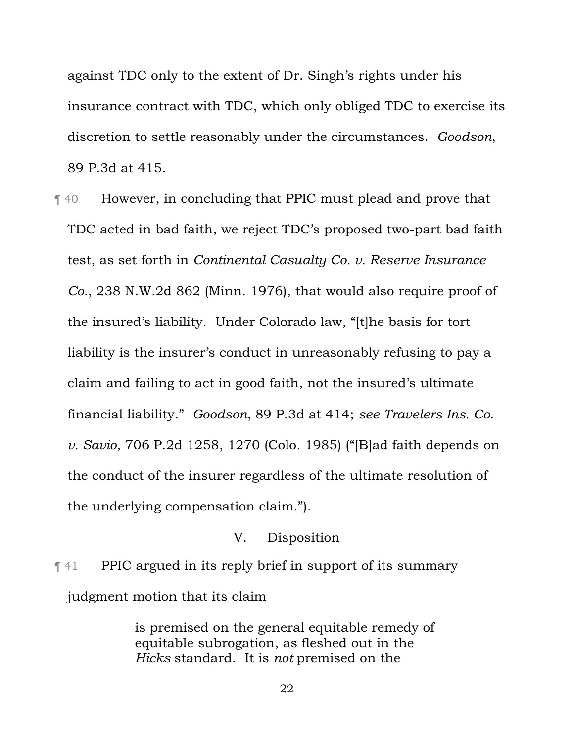against TDC only to the extent of Dr. Singh's rights under his insurance contract with TDC, which only obliged TDC to exercise its discretion to settle reasonably under the circumstances. *Goodson*, 89 P.3d at 415.

¶ 40 However, in concluding that PPIC must plead and prove that TDC acted in bad faith, we reject TDC's proposed two-part bad faith test, as set forth in *Continental Casualty Co. v. Reserve Insurance Co.*, 238 N.W.2d 862 (Minn. 1976), that would also require proof of the insured's liability. Under Colorado law, "[t]he basis for tort liability is the insurer's conduct in unreasonably refusing to pay a claim and failing to act in good faith, not the insured's ultimate financial liability." *Goodson*, 89 P.3d at 414; *see Travelers Ins. Co. v. Savio*, 706 P.2d 1258, 1270 (Colo. 1985) ("[B]ad faith depends on the conduct of the insurer regardless of the ultimate resolution of the underlying compensation claim.").

## V. Disposition

¶ 41 PPIC argued in its reply brief in support of its summary judgment motion that its claim

> is premised on the general equitable remedy of equitable subrogation, as fleshed out in the *Hicks* standard. It is *not* premised on the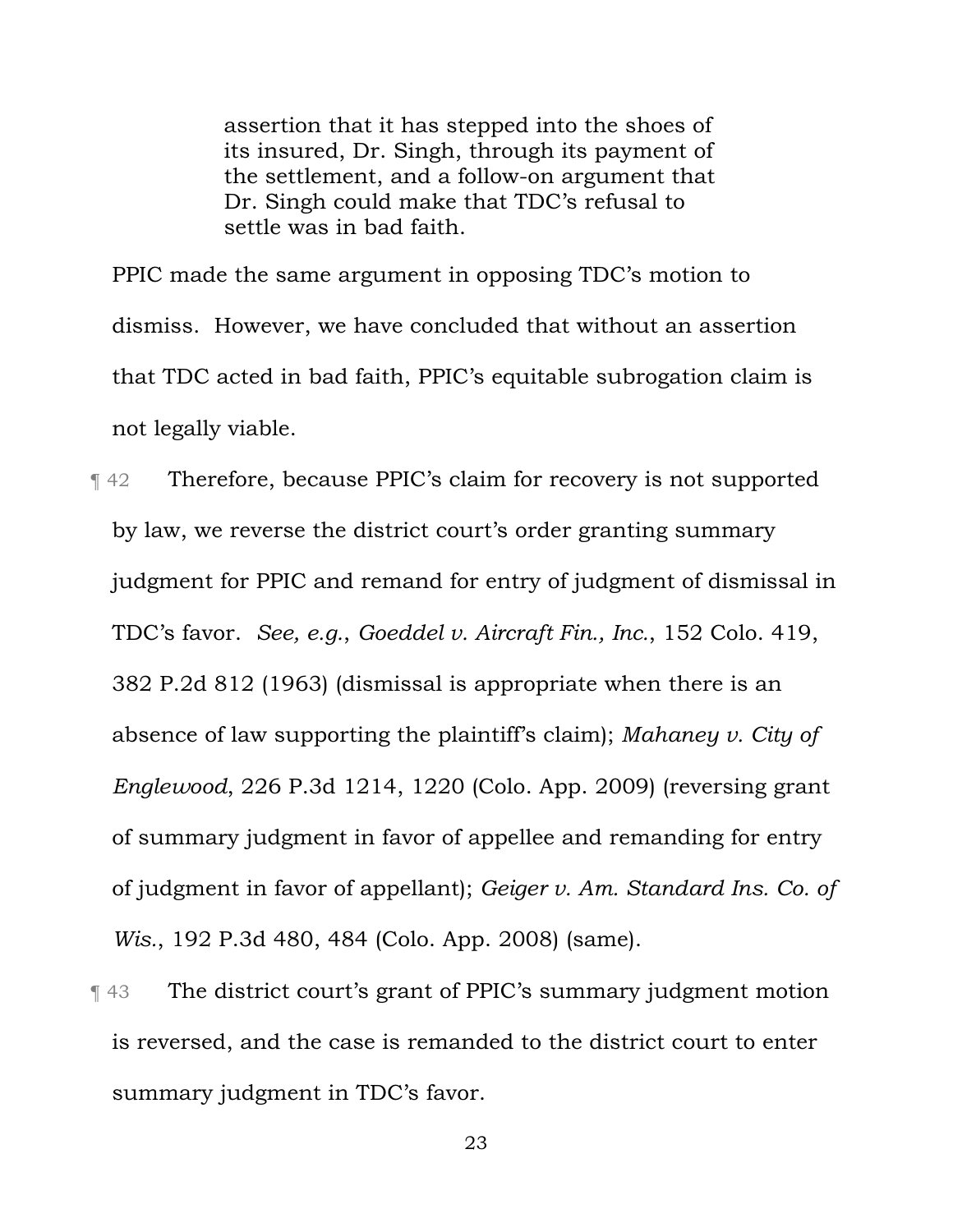> assertion that it has stepped into the shoes of its insured, Dr. Singh, through its payment of the settlement, and a follow-on argument that Dr. Singh could make that TDC's refusal to settle was in bad faith.

PPIC made the same argument in opposing TDC's motion to dismiss. However, we have concluded that without an assertion that TDC acted in bad faith, PPIC's equitable subrogation claim is not legally viable.

¶ 42 Therefore, because PPIC's claim for recovery is not supported by law, we reverse the district court's order granting summary judgment for PPIC and remand for entry of judgment of dismissal in TDC's favor. *See, e.g.*, *Goeddel v. Aircraft Fin., Inc.*, 152 Colo. 419, 382 P.2d 812 (1963) (dismissal is appropriate when there is an absence of law supporting the plaintiff's claim); *Mahaney v. City of Englewood*, 226 P.3d 1214, 1220 (Colo. App. 2009) (reversing grant of summary judgment in favor of appellee and remanding for entry of judgment in favor of appellant); *Geiger v. Am. Standard Ins. Co. of Wis.*, 192 P.3d 480, 484 (Colo. App. 2008) (same).

¶ 43 The district court's grant of PPIC's summary judgment motion is reversed, and the case is remanded to the district court to enter summary judgment in TDC's favor.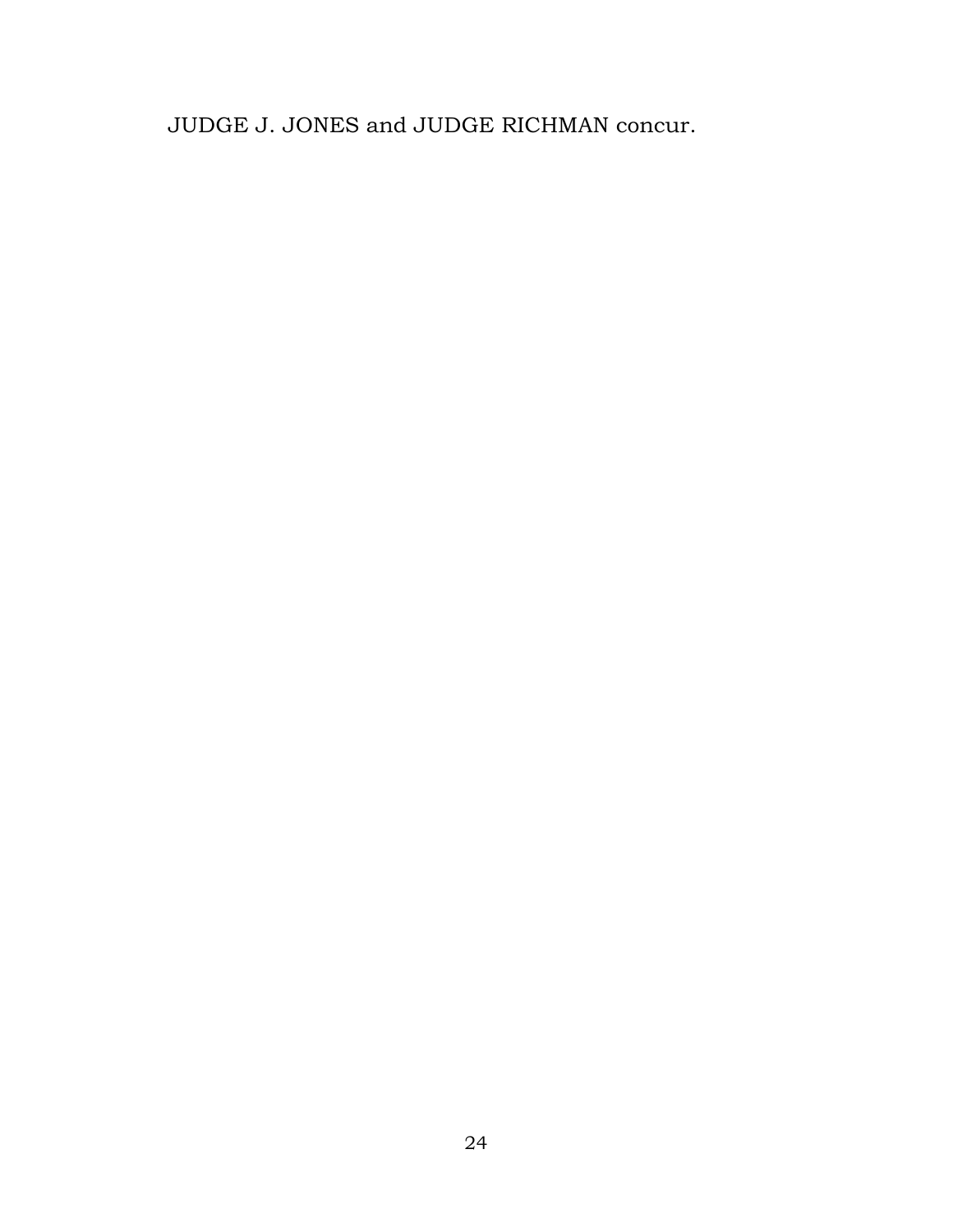JUDGE J. JONES and JUDGE RICHMAN concur.